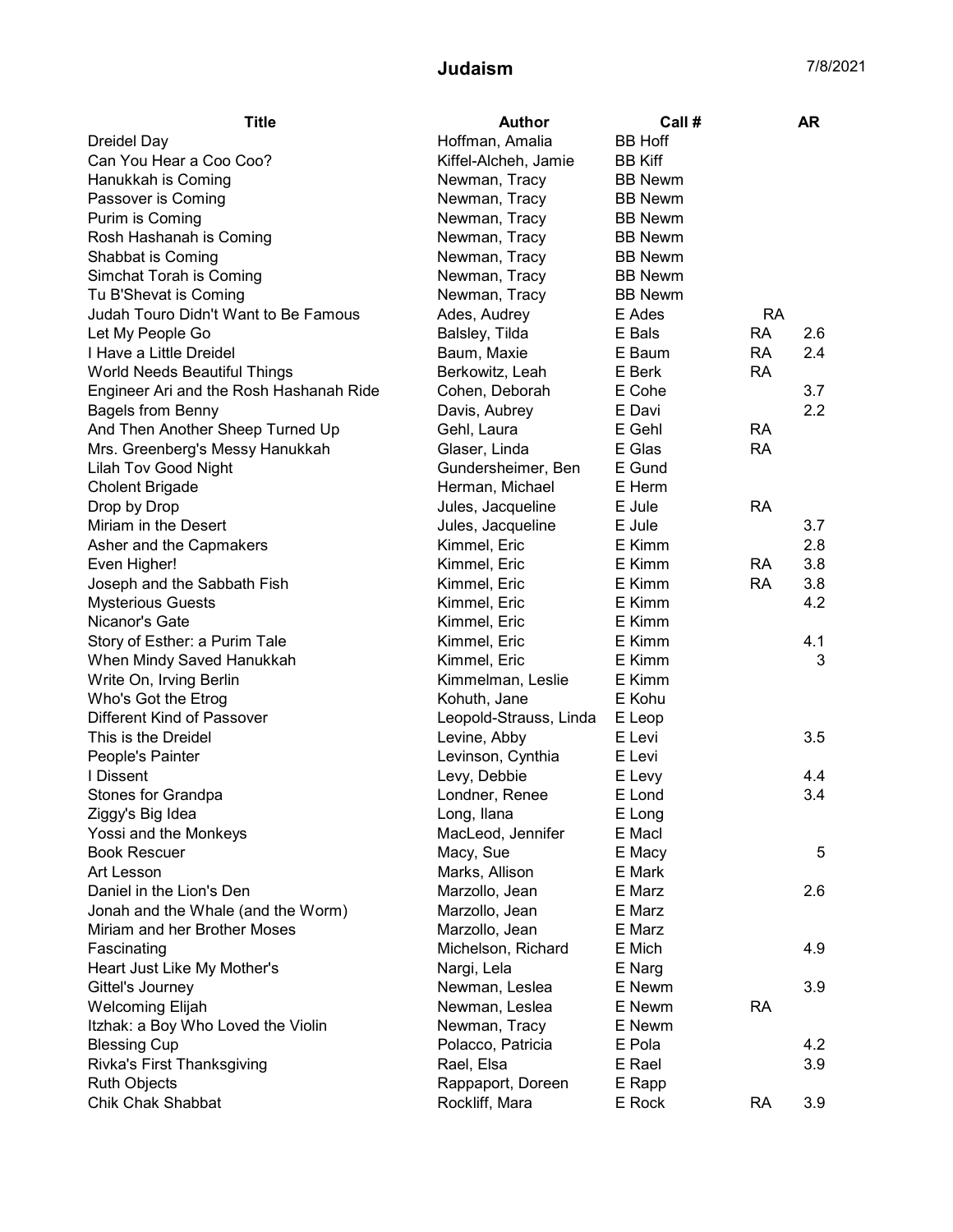# Judaism

7/8/2021

| Title | Author | Call # | | AR |
|---|---|---|---|---|
| Dreidel Day | Hoffman, Amalia | BB Hoff | | |
| Can You Hear a Coo Coo? | Kiffel-Alcheh, Jamie | BB Kiff | | |
| Hanukkah is Coming | Newman, Tracy | BB Newm | | |
| Passover is Coming | Newman, Tracy | BB Newm | | |
| Purim is Coming | Newman, Tracy | BB Newm | | |
| Rosh Hashanah is Coming | Newman, Tracy | BB Newm | | |
| Shabbat is Coming | Newman, Tracy | BB Newm | | |
| Simchat Torah is Coming | Newman, Tracy | BB Newm | | |
| Tu B'Shevat is Coming | Newman, Tracy | BB Newm | | |
| Judah Touro Didn't Want to Be Famous | Ades, Audrey | E Ades | RA | |
| Let My People Go | Balsley, Tilda | E Bals | RA | 2.6 |
| I Have a Little Dreidel | Baum, Maxie | E Baum | RA | 2.4 |
| World Needs Beautiful Things | Berkowitz, Leah | E Berk | RA | |
| Engineer Ari and the Rosh Hashanah Ride | Cohen, Deborah | E Cohe | | 3.7 |
| Bagels from Benny | Davis, Aubrey | E Davi | | 2.2 |
| And Then Another Sheep Turned Up | Gehl, Laura | E Gehl | RA | |
| Mrs. Greenberg's Messy Hanukkah | Glaser, Linda | E Glas | RA | |
| Lilah Tov Good Night | Gundersheimer, Ben | E Gund | | |
| Cholent Brigade | Herman, Michael | E Herm | | |
| Drop by Drop | Jules, Jacqueline | E Jule | RA | |
| Miriam in the Desert | Jules, Jacqueline | E Jule | | 3.7 |
| Asher and the Capmakers | Kimmel, Eric | E Kimm | | 2.8 |
| Even Higher! | Kimmel, Eric | E Kimm | RA | 3.8 |
| Joseph and the Sabbath Fish | Kimmel, Eric | E Kimm | RA | 3.8 |
| Mysterious Guests | Kimmel, Eric | E Kimm | | 4.2 |
| Nicanor's Gate | Kimmel, Eric | E Kimm | | |
| Story of Esther: a Purim Tale | Kimmel, Eric | E Kimm | | 4.1 |
| When Mindy Saved Hanukkah | Kimmel, Eric | E Kimm | | 3 |
| Write On, Irving Berlin | Kimmelman, Leslie | E Kimm | | |
| Who's Got the Etrog | Kohuth, Jane | E Kohu | | |
| Different Kind of Passover | Leopold-Strauss, Linda | E Leop | | |
| This is the Dreidel | Levine, Abby | E Levi | | 3.5 |
| People's Painter | Levinson, Cynthia | E Levi | | |
| I Dissent | Levy, Debbie | E Levy | | 4.4 |
| Stones for Grandpa | Londner, Renee | E Lond | | 3.4 |
| Ziggy's Big Idea | Long, Ilana | E Long | | |
| Yossi and the Monkeys | MacLeod, Jennifer | E Macl | | |
| Book Rescuer | Macy, Sue | E Macy | | 5 |
| Art Lesson | Marks, Allison | E Mark | | |
| Daniel in the Lion's Den | Marzollo, Jean | E Marz | | 2.6 |
| Jonah and the Whale (and the Worm) | Marzollo, Jean | E Marz | | |
| Miriam and her Brother Moses | Marzollo, Jean | E Marz | | |
| Fascinating | Michelson, Richard | E Mich | | 4.9 |
| Heart Just Like My Mother's | Nargi, Lela | E Narg | | |
| Gittel's Journey | Newman, Leslea | E Newm | | 3.9 |
| Welcoming Elijah | Newman, Leslea | E Newm | RA | |
| Itzhak: a Boy Who Loved the Violin | Newman, Tracy | E Newm | | |
| Blessing Cup | Polacco, Patricia | E Pola | | 4.2 |
| Rivka's First Thanksgiving | Rael, Elsa | E Rael | | 3.9 |
| Ruth Objects | Rappaport, Doreen | E Rapp | | |
| Chik Chak Shabbat | Rockliff, Mara | E Rock | RA | 3.9 |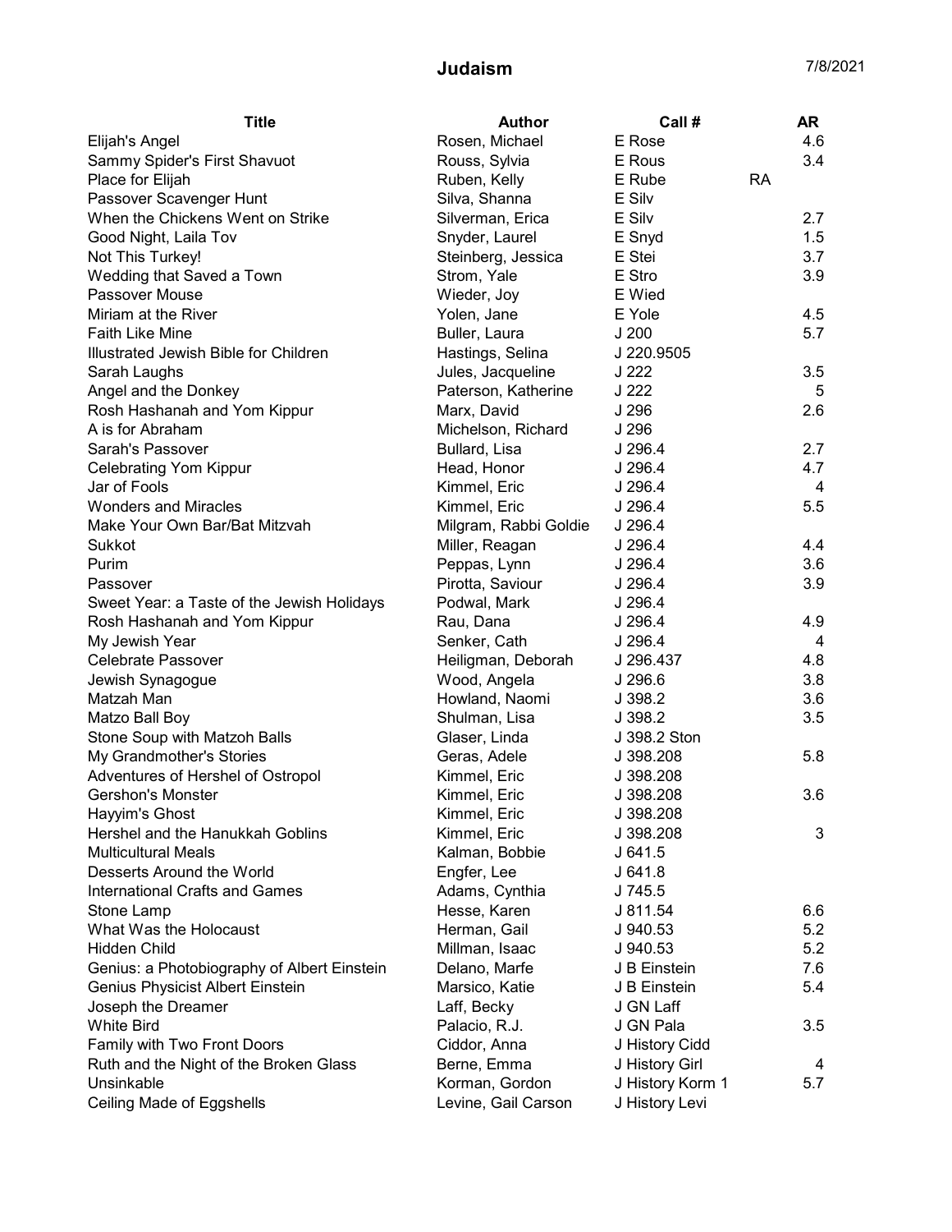# Judaism

7/8/2021

| Title | Author | Call # | | AR |
|---|---|---|---|---|
| Elijah's Angel | Rosen, Michael | E Rose | | 4.6 |
| Sammy Spider's First Shavuot | Rouss, Sylvia | E Rous | | 3.4 |
| Place for Elijah | Ruben, Kelly | E Rube | RA | |
| Passover Scavenger Hunt | Silva, Shanna | E Silv | | |
| When the Chickens Went on Strike | Silverman, Erica | E Silv | | 2.7 |
| Good Night, Laila Tov | Snyder, Laurel | E Snyd | | 1.5 |
| Not This Turkey! | Steinberg, Jessica | E Stei | | 3.7 |
| Wedding that Saved a Town | Strom, Yale | E Stro | | 3.9 |
| Passover Mouse | Wieder, Joy | E Wied | | |
| Miriam at the River | Yolen, Jane | E Yole | | 4.5 |
| Faith Like Mine | Buller, Laura | J 200 | | 5.7 |
| Illustrated Jewish Bible for Children | Hastings, Selina | J 220.9505 | | |
| Sarah Laughs | Jules, Jacqueline | J 222 | | 3.5 |
| Angel and the Donkey | Paterson, Katherine | J 222 | | 5 |
| Rosh Hashanah and Yom Kippur | Marx, David | J 296 | | 2.6 |
| A is for Abraham | Michelson, Richard | J 296 | | |
| Sarah's Passover | Bullard, Lisa | J 296.4 | | 2.7 |
| Celebrating Yom Kippur | Head, Honor | J 296.4 | | 4.7 |
| Jar of Fools | Kimmel, Eric | J 296.4 | | 4 |
| Wonders and Miracles | Kimmel, Eric | J 296.4 | | 5.5 |
| Make Your Own Bar/Bat Mitzvah | Milgram, Rabbi Goldie | J 296.4 | | |
| Sukkot | Miller, Reagan | J 296.4 | | 4.4 |
| Purim | Peppas, Lynn | J 296.4 | | 3.6 |
| Passover | Pirotta, Saviour | J 296.4 | | 3.9 |
| Sweet Year: a Taste of the Jewish Holidays | Podwal, Mark | J 296.4 | | |
| Rosh Hashanah and Yom Kippur | Rau, Dana | J 296.4 | | 4.9 |
| My Jewish Year | Senker, Cath | J 296.4 | | 4 |
| Celebrate Passover | Heiligman, Deborah | J 296.437 | | 4.8 |
| Jewish Synagogue | Wood, Angela | J 296.6 | | 3.8 |
| Matzah Man | Howland, Naomi | J 398.2 | | 3.6 |
| Matzo Ball Boy | Shulman, Lisa | J 398.2 | | 3.5 |
| Stone Soup with Matzoh Balls | Glaser, Linda | J 398.2 Ston | | |
| My Grandmother's Stories | Geras, Adele | J 398.208 | | 5.8 |
| Adventures of Hershel of Ostropol | Kimmel, Eric | J 398.208 | | |
| Gershon's Monster | Kimmel, Eric | J 398.208 | | 3.6 |
| Hayyim's Ghost | Kimmel, Eric | J 398.208 | | |
| Hershel and the Hanukkah Goblins | Kimmel, Eric | J 398.208 | | 3 |
| Multicultural Meals | Kalman, Bobbie | J 641.5 | | |
| Desserts Around the World | Engfer, Lee | J 641.8 | | |
| International Crafts and Games | Adams, Cynthia | J 745.5 | | |
| Stone Lamp | Hesse, Karen | J 811.54 | | 6.6 |
| What Was the Holocaust | Herman, Gail | J 940.53 | | 5.2 |
| Hidden Child | Millman, Isaac | J 940.53 | | 5.2 |
| Genius: a Photobiography of Albert Einstein | Delano, Marfe | J B Einstein | | 7.6 |
| Genius Physicist Albert Einstein | Marsico, Katie | J B Einstein | | 5.4 |
| Joseph the Dreamer | Laff, Becky | J GN Laff | | |
| White Bird | Palacio, R.J. | J GN Pala | | 3.5 |
| Family with Two Front Doors | Ciddor, Anna | J History Cidd | | |
| Ruth and the Night of the Broken Glass | Berne, Emma | J History Girl | | 4 |
| Unsinkable | Korman, Gordon | J History Korm 1 | | 5.7 |
| Ceiling Made of Eggshells | Levine, Gail Carson | J History Levi | | |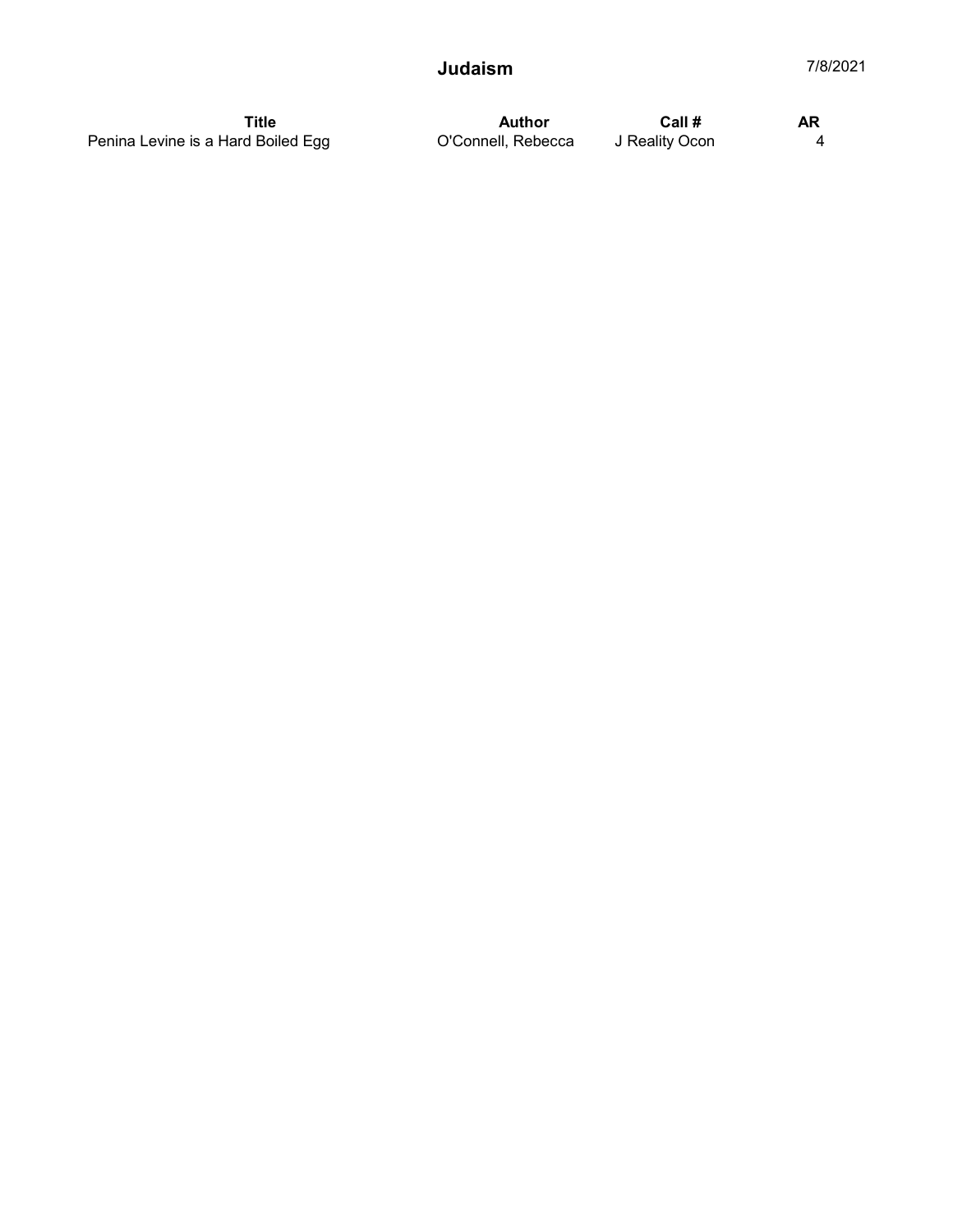# Judaism

7/8/2021

| Title | Author | Call # | AR |
|---|---|---|---|
| Penina Levine is a Hard Boiled Egg | O'Connell, Rebecca | J Reality Ocon | 4 |